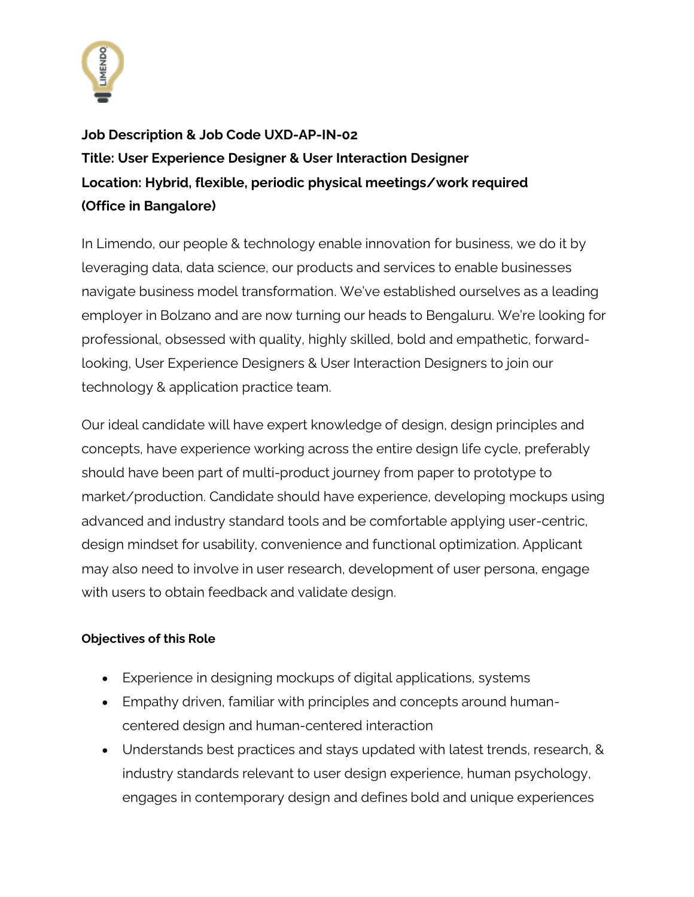**Job Description & Job Code UXD-AP-IN-02**
**Title: User Experience Designer & User Interaction Designer**
**Location: Hybrid, flexible, periodic physical meetings/work required (Office in Bangalore)**

In Limendo, our people & technology enable innovation for business, we do it by leveraging data, data science, our products and services to enable businesses navigate business model transformation. We've established ourselves as a leading employer in Bolzano and are now turning our heads to Bengaluru. We're looking for professional, obsessed with quality, highly skilled, bold and empathetic, forward-looking, User Experience Designers & User Interaction Designers to join our technology & application practice team.

Our ideal candidate will have expert knowledge of design, design principles and concepts, have experience working across the entire design life cycle, preferably should have been part of multi-product journey from paper to prototype to market/production. Candidate should have experience, developing mockups using advanced and industry standard tools and be comfortable applying user-centric, design mindset for usability, convenience and functional optimization. Applicant may also need to involve in user research, development of user persona, engage with users to obtain feedback and validate design.

**Objectives of this Role**

- Experience in designing mockups of digital applications, systems
- Empathy driven, familiar with principles and concepts around human-centered design and human-centered interaction
- Understands best practices and stays updated with latest trends, research, & industry standards relevant to user design experience, human psychology, engages in contemporary design and defines bold and unique experiences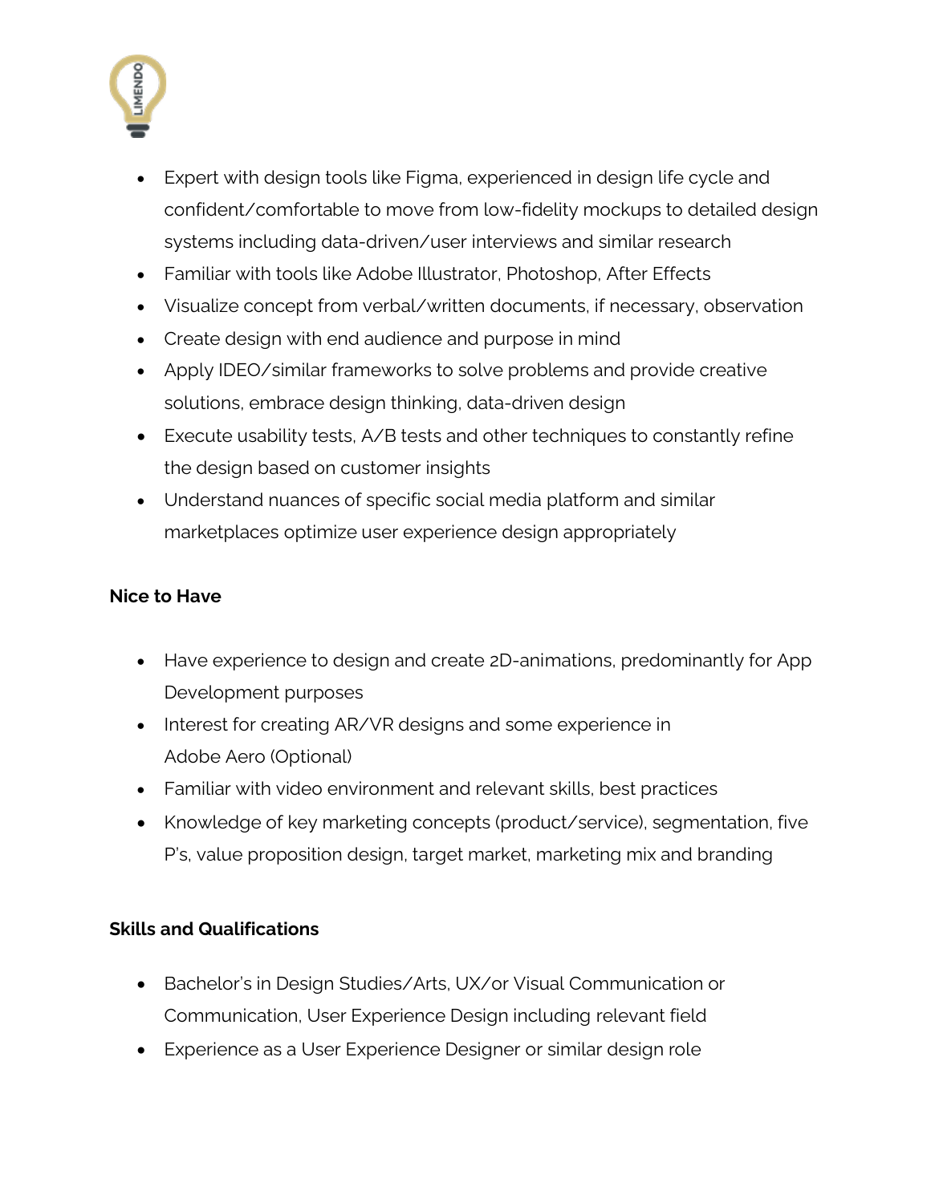- Expert with design tools like Figma, experienced in design life cycle and confident/comfortable to move from low-fidelity mockups to detailed design systems including data-driven/user interviews and similar research
- Familiar with tools like Adobe Illustrator, Photoshop, After Effects
- Visualize concept from verbal/written documents, if necessary, observation
- Create design with end audience and purpose in mind
- Apply IDEO/similar frameworks to solve problems and provide creative solutions, embrace design thinking, data-driven design
- Execute usability tests, A/B tests and other techniques to constantly refine the design based on customer insights
- Understand nuances of specific social media platform and similar marketplaces optimize user experience design appropriately

**Nice to Have**

- Have experience to design and create 2D-animations, predominantly for App Development purposes
- Interest for creating AR/VR designs and some experience in Adobe Aero (Optional)
- Familiar with video environment and relevant skills, best practices
- Knowledge of key marketing concepts (product/service), segmentation, five P's, value proposition design, target market, marketing mix and branding

**Skills and Qualifications**

- Bachelor's in Design Studies/Arts, UX/or Visual Communication or Communication, User Experience Design including relevant field
- Experience as a User Experience Designer or similar design role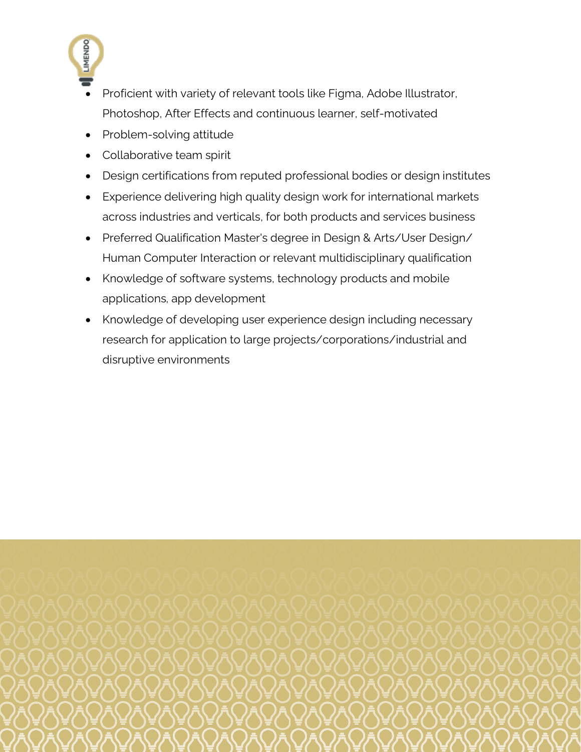- Proficient with variety of relevant tools like Figma, Adobe Illustrator, Photoshop, After Effects and continuous learner, self-motivated
- Problem-solving attitude
- Collaborative team spirit
- Design certifications from reputed professional bodies or design institutes
- Experience delivering high quality design work for international markets across industries and verticals, for both products and services business
- Preferred Qualification Master's degree in Design & Arts/User Design/ Human Computer Interaction or relevant multidisciplinary qualification
- Knowledge of software systems, technology products and mobile applications, app development
- Knowledge of developing user experience design including necessary research for application to large projects/corporations/industrial and disruptive environments